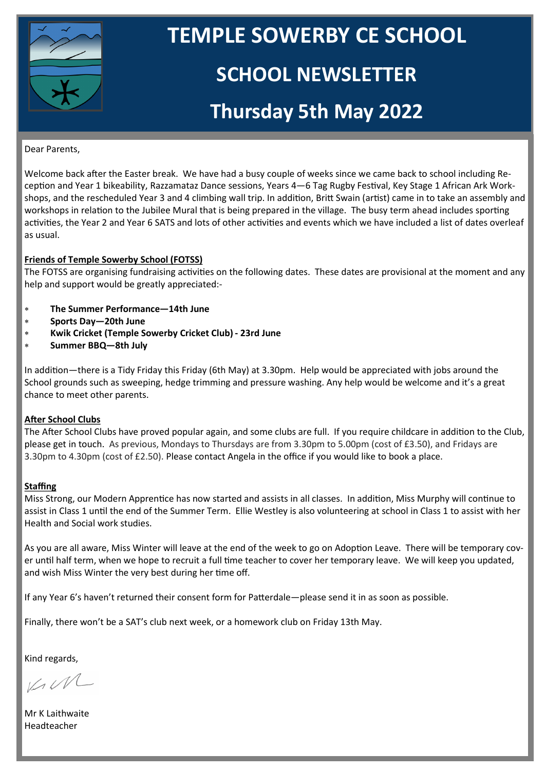# TEMPLE SOWERBY CE SCHOOL

## SCHOOL NEWSLETTER

## Thursday 5th May 2022

Dear Parents,

Welcome back after the Easter break. We have had a busy couple of weeks since we came back to school including Reception and Year 1 bikeability, Razzamataz Dance sessions, Years 4—6 Tag Rugby Festival, Key Stage 1 African Ark Workshops, and the rescheduled Year 3 and 4 climbing wall trip. In addition, Britt Swain (artist) came in to take an assembly and workshops in relation to the Jubilee Mural that is being prepared in the village. The busy term ahead includes sporting activities, the Year 2 and Year 6 SATS and lots of other activities and events which we have included a list of dates overleaf as usual.

**Friends of Temple Sowerby School (FOTSS)**

The FOTSS are organising fundraising activities on the following dates. These dates are provisional at the moment and any help and support would be greatly appreciated:-

- **The Summer Performance—14th June**
- **Sports Day—20th June**
- **Kwik Cricket (Temple Sowerby Cricket Club) - 23rd June**
- **Summer BBQ—8th July**

In addition—there is a Tidy Friday this Friday (6th May) at 3.30pm. Help would be appreciated with jobs around the School grounds such as sweeping, hedge trimming and pressure washing. Any help would be welcome and it's a great chance to meet other parents.

**After School Clubs**

The After School Clubs have proved popular again, and some clubs are full. If you require childcare in addition to the Club, please get in touch. As previous, Mondays to Thursdays are from 3.30pm to 5.00pm (cost of £3.50), and Fridays are 3.30pm to 4.30pm (cost of £2.50). Please contact Angela in the office if you would like to book a place.

**Staffing**

Miss Strong, our Modern Apprentice has now started and assists in all classes. In addition, Miss Murphy will continue to assist in Class 1 until the end of the Summer Term. Ellie Westley is also volunteering at school in Class 1 to assist with her Health and Social work studies.

As you are all aware, Miss Winter will leave at the end of the week to go on Adoption Leave. There will be temporary cover until half term, when we hope to recruit a full time teacher to cover her temporary leave. We will keep you updated, and wish Miss Winter the very best during her time off.

If any Year 6's haven't returned their consent form for Patterdale—please send it in as soon as possible.

Finally, there won't be a SAT's club next week, or a homework club on Friday 13th May.

Kind regards,

Mr K Laithwaite
Headteacher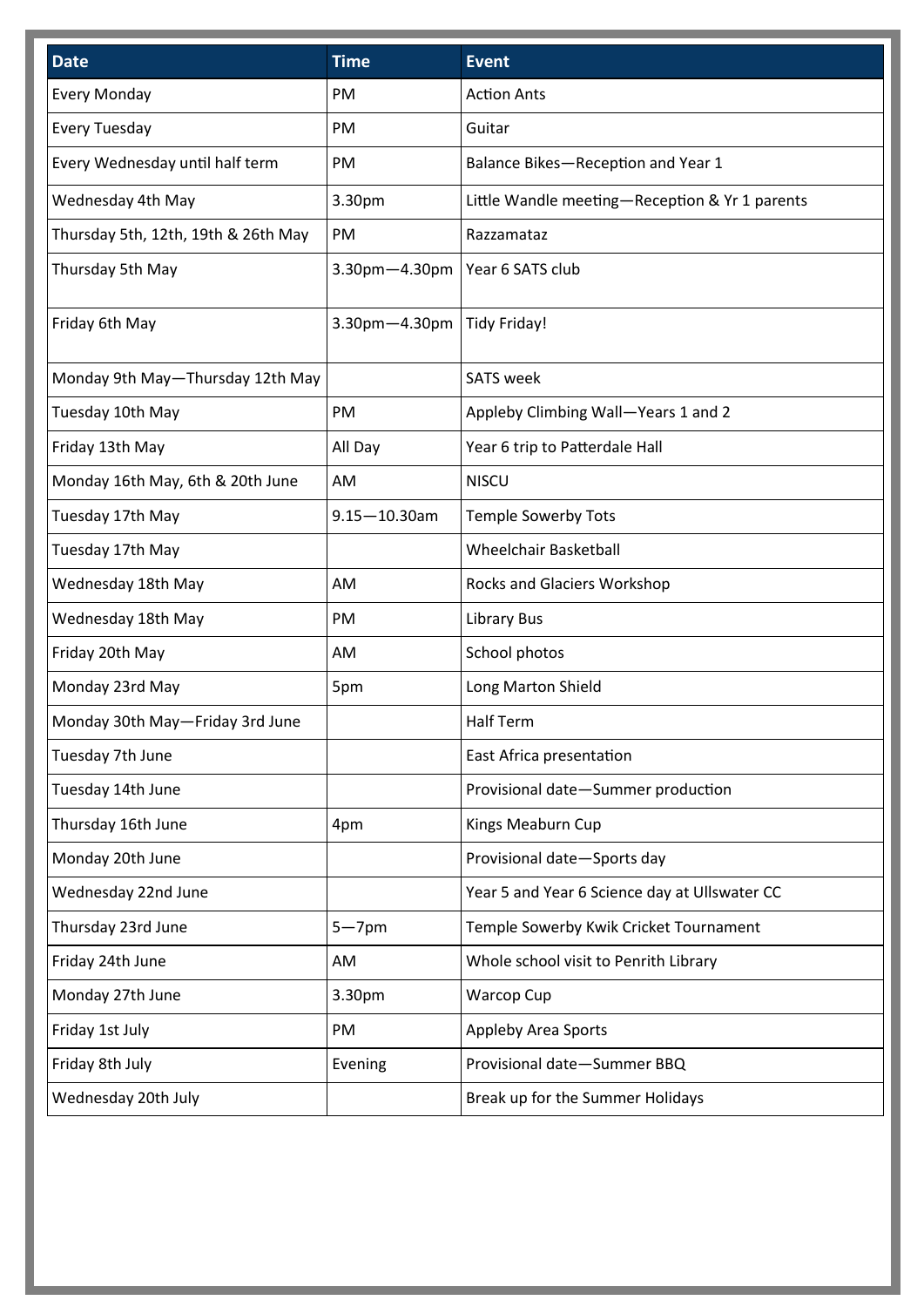| Date | Time | Event |
|---|---|---|
| Every Monday | PM | Action Ants |
| Every Tuesday | PM | Guitar |
| Every Wednesday until half term | PM | Balance Bikes—Reception and Year 1 |
| Wednesday 4th May | 3.30pm | Little Wandle meeting—Reception & Yr 1 parents |
| Thursday 5th, 12th, 19th & 26th May | PM | Razzamataz |
| Thursday 5th May | 3.30pm—4.30pm | Year 6 SATS club |
| Friday 6th May | 3.30pm—4.30pm | Tidy Friday! |
| Monday 9th May—Thursday 12th May | | SATS week |
| Tuesday 10th May | PM | Appleby Climbing Wall—Years 1 and 2 |
| Friday 13th May | All Day | Year 6 trip to Patterdale Hall |
| Monday 16th May, 6th & 20th June | AM | NISCU |
| Tuesday 17th May | 9.15—10.30am | Temple Sowerby Tots |
| Tuesday 17th May | | Wheelchair Basketball |
| Wednesday 18th May | AM | Rocks and Glaciers Workshop |
| Wednesday 18th May | PM | Library Bus |
| Friday 20th May | AM | School photos |
| Monday 23rd May | 5pm | Long Marton Shield |
| Monday 30th May—Friday 3rd June | | Half Term |
| Tuesday 7th June | | East Africa presentation |
| Tuesday 14th June | | Provisional date—Summer production |
| Thursday 16th June | 4pm | Kings Meaburn Cup |
| Monday 20th June | | Provisional date—Sports day |
| Wednesday 22nd June | | Year 5 and Year 6 Science day at Ullswater CC |
| Thursday 23rd June | 5—7pm | Temple Sowerby Kwik Cricket Tournament |
| Friday 24th June | AM | Whole school visit to Penrith Library |
| Monday 27th June | 3.30pm | Warcop Cup |
| Friday 1st July | PM | Appleby Area Sports |
| Friday 8th July | Evening | Provisional date—Summer BBQ |
| Wednesday 20th July | | Break up for the Summer Holidays |